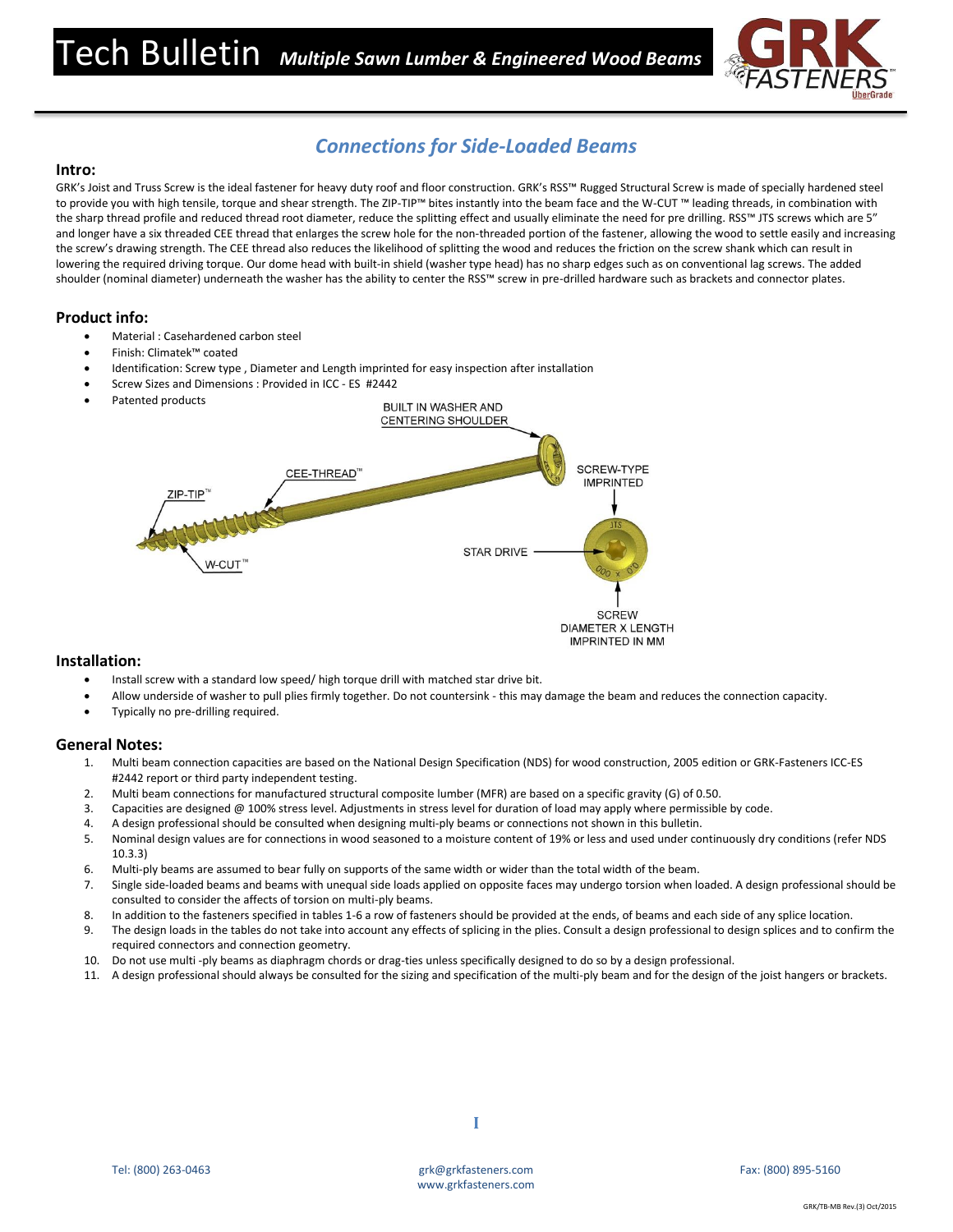# Tech Bulletin *Multiple Sawn Lumber & Engineered Wood Beams*

## *Connections for Side-Loaded Beams*

### Intro:

GRK's Joist and Truss Screw is the ideal fastener for heavy duty roof and floor construction. GRK's RSS™ Rugged Structural Screw is made of specially hardened steel to provide you with high tensile, torque and shear strength. The ZIP-TIP™ bites instantly into the beam face and the W-CUT ™ leading threads, in combination with the sharp thread profile and reduced thread root diameter, reduce the splitting effect and usually eliminate the need for pre drilling. RSS™ JTS screws which are 5" and longer have a six threaded CEE thread that enlarges the screw hole for the non-threaded portion of the fastener, allowing the wood to settle easily and increasing the screw's drawing strength. The CEE thread also reduces the likelihood of splitting the wood and reduces the friction on the screw shank which can result in lowering the required driving torque. Our dome head with built-in shield (washer type head) has no sharp edges such as on conventional lag screws. The added shoulder (nominal diameter) underneath the washer has the ability to center the RSS™ screw in pre-drilled hardware such as brackets and connector plates.

### Product info:

- Material : Casehardened carbon steel
- Finish: Climatek™ coated
- Identification: Screw type , Diameter and Length imprinted for easy inspection after installation
- Screw Sizes and Dimensions : Provided in ICC - ES #2442
- Patented products

BUILT IN WASHER AND CENTERING SHOULDER

CEE-THREAD™

ZIP-TIP™

W-CUT™

SCREW-TYPE IMPRINTED

STAR DRIVE

SCREW DIAMETER X LENGTH IMPRINTED IN MM

### Installation:

- Install screw with a standard low speed/ high torque drill with matched star drive bit.
- Allow underside of washer to pull plies firmly together. Do not countersink - this may damage the beam and reduces the connection capacity.
- Typically no pre-drilling required.

### General Notes:

1. Multi beam connection capacities are based on the National Design Specification (NDS) for wood construction, 2005 edition or GRK-Fasteners ICC-ES #2442 report or third party independent testing.
2. Multi beam connections for manufactured structural composite lumber (MFR) are based on a specific gravity (G) of 0.50.
3. Capacities are designed @ 100% stress level. Adjustments in stress level for duration of load may apply where permissible by code.
4. A design professional should be consulted when designing multi-ply beams or connections not shown in this bulletin.
5. Nominal design values are for connections in wood seasoned to a moisture content of 19% or less and used under continuously dry conditions (refer NDS 10.3.3)
6. Multi-ply beams are assumed to bear fully on supports of the same width or wider than the total width of the beam.
7. Single side-loaded beams and beams with unequal side loads applied on opposite faces may undergo torsion when loaded. A design professional should be consulted to consider the affects of torsion on multi-ply beams.
8. In addition to the fasteners specified in tables 1-6 a row of fasteners should be provided at the ends, of beams and each side of any splice location.
9. The design loads in the tables do not take into account any effects of splicing in the plies. Consult a design professional to design splices and to confirm the required connectors and connection geometry.
10. Do not use multi -ply beams as diaphragm chords or drag-ties unless specifically designed to do so by a design professional.
11. A design professional should always be consulted for the sizing and specification of the multi-ply beam and for the design of the joist hangers or brackets.

Tel: (800) 263-0463 grk@grkfasteners.com www.grkfasteners.com Fax: (800) 895-5160

GRK/TB-MB Rev.(3) Oct/2015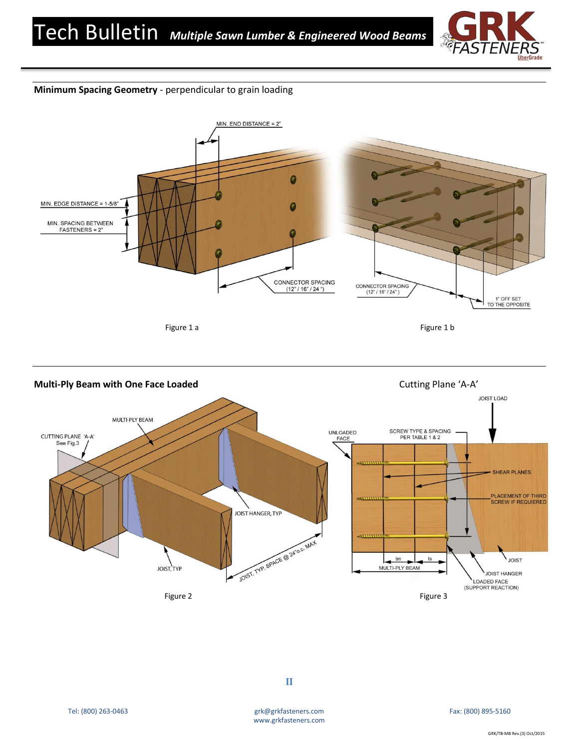**Minimum Spacing Geometry** - perpendicular to grain loading

MIN. END DISTANCE = 2"

MIN. EDGE DISTANCE = 1-5/8"

MIN. SPACING BETWEEN FASTENERS = 2"

CONNECTOR SPACING (12" / 16" / 24 ")

CONNECTOR SPACING (12" / 16" / 24" )

1" OFF SET TO THE OPPOSITE

Figure 1 a

Figure 1 b

**Multi-Ply Beam with One Face Loaded**

Cutting Plane 'A-A'

MULTI-PLY BEAM

CUTTING PLANE 'A-A' See Fig.3

JOIST HANGER, TYP

JOIST, TYP

JOIST, TYP. SPACE @ 24"o.c. MAX

Figure 2

JOIST LOAD

UNLOADED FACE

SCREW TYPE & SPACING PER TABLE 1 & 2

SHEAR PLANES

PLACEMENT OF THIRD SCREW IF REQUIRED

tm

ts

MULTI-PLY BEAM

JOIST

JOIST HANGER

LOADED FACE (SUPPORT REACTION)

Figure 3

Tel: (800) 263-0463

grk@grkfasteners.com
www.grkfasteners.com

Fax: (800) 895-5160

GRK/TB-MB Rev.(3) Oct/2015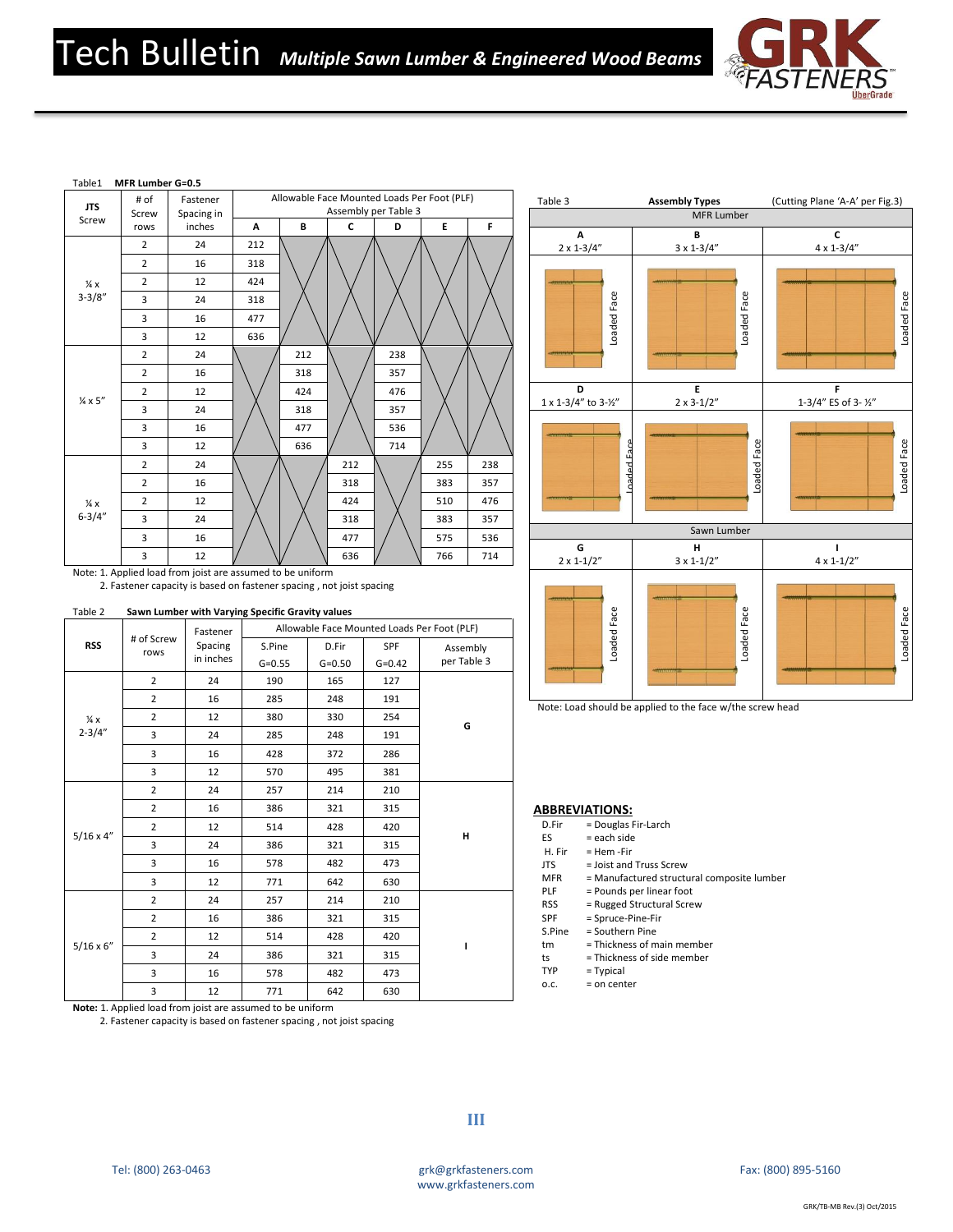# Tech Bulletin *Multiple Sawn Lumber & Engineered Wood Beams*

Table1 **MFR Lumber G=0.5**

| JTS Screw | # of Screw rows | Fastener Spacing in inches | Allowable Face Mounted Loads Per Foot (PLF) Assembly per Table 3 | | | | | |
|---|---|---|---|---|---|---|---|---|
| | | | A | B | C | D | E | F |
| ¼ x 3-3/8" | 2 | 24 | 212 | | | | | |
| | 2 | 16 | 318 | | | | | |
| | 2 | 12 | 424 | | | | | |
| | 3 | 24 | 318 | | | | | |
| | 3 | 16 | 477 | | | | | |
| | 3 | 12 | 636 | | | | | |
| ¼ x 5" | 2 | 24 | | 212 | | 238 | | |
| | 2 | 16 | | 318 | | 357 | | |
| | 2 | 12 | | 424 | | 476 | | |
| | 3 | 24 | | 318 | | 357 | | |
| | 3 | 16 | | 477 | | 536 | | |
| | 3 | 12 | | 636 | | 714 | | |
| ¼ x 6-3/4" | 2 | 24 | | | 212 | | 255 | 238 |
| | 2 | 16 | | | 318 | | 383 | 357 |
| | 2 | 12 | | | 424 | | 510 | 476 |
| | 3 | 24 | | | 318 | | 383 | 357 |
| | 3 | 16 | | | 477 | | 575 | 536 |
| | 3 | 12 | | | 636 | | 766 | 714 |

Note: 1. Applied load from joist are assumed to be uniform
2. Fastener capacity is based on fastener spacing , not joist spacing

Table 2 **Sawn Lumber with Varying Specific Gravity values**

| RSS | # of Screw rows | Fastener Spacing in inches | Allowable Face Mounted Loads Per Foot (PLF) | | | |
|---|---|---|---|---|---|---|
| | | | S.Pine G=0.55 | D.Fir G=0.50 | SPF G=0.42 | Assembly per Table 3 |
| ¼ x 2-3/4" | 2 | 24 | 190 | 165 | 127 | G |
| | 2 | 16 | 285 | 248 | 191 | |
| | 2 | 12 | 380 | 330 | 254 | |
| | 3 | 24 | 285 | 248 | 191 | |
| | 3 | 16 | 428 | 372 | 286 | |
| | 3 | 12 | 570 | 495 | 381 | |
| 5/16 x 4" | 2 | 24 | 257 | 214 | 210 | H |
| | 2 | 16 | 386 | 321 | 315 | |
| | 2 | 12 | 514 | 428 | 420 | |
| | 3 | 24 | 386 | 321 | 315 | |
| | 3 | 16 | 578 | 482 | 473 | |
| | 3 | 12 | 771 | 642 | 630 | |
| 5/16 x 6" | 2 | 24 | 257 | 214 | 210 | I |
| | 2 | 16 | 386 | 321 | 315 | |
| | 2 | 12 | 514 | 428 | 420 | |
| | 3 | 24 | 386 | 321 | 315 | |
| | 3 | 16 | 578 | 482 | 473 | |
| | 3 | 12 | 771 | 642 | 630 | |

**Note:** 1. Applied load from joist are assumed to be uniform
2. Fastener capacity is based on fastener spacing , not joist spacing

Table 3 **Assembly Types** (Cutting Plane 'A-A' per Fig.3)

| MFR Lumber | | |
|---|---|---|
| A 2 x 1-3/4" | B 3 x 1-3/4" | C 4 x 1-3/4" |
| Loaded Face | Loaded Face | Loaded Face |
| D 1 x 1-3/4" to 3-½" | E 2 x 3-1/2" | F 1-3/4" ES of 3- ½" |
| Loaded Face | Loaded Face | Loaded Face |
| **Sawn Lumber** | | |
| G 2 x 1-1/2" | H 3 x 1-1/2" | I 4 x 1-1/2" |
| Loaded Face | Loaded Face | Loaded Face |

Note: Load should be applied to the face w/the screw head

## ABBREVIATIONS:

- D.Fir = Douglas Fir-Larch
- ES = each side
- H. Fir = Hem -Fir
- JTS = Joist and Truss Screw
- MFR = Manufactured structural composite lumber
- PLF = Pounds per linear foot
- RSS = Rugged Structural Screw
- SPF = Spruce-Pine-Fir
- S.Pine = Southern Pine
- tm = Thickness of main member
- ts = Thickness of side member
- TYP = Typical
- o.c. = on center

Tel: (800) 263-0463 grk@grkfasteners.com www.grkfasteners.com Fax: (800) 895-5160

GRK/TB-MB Rev.(3) Oct/2015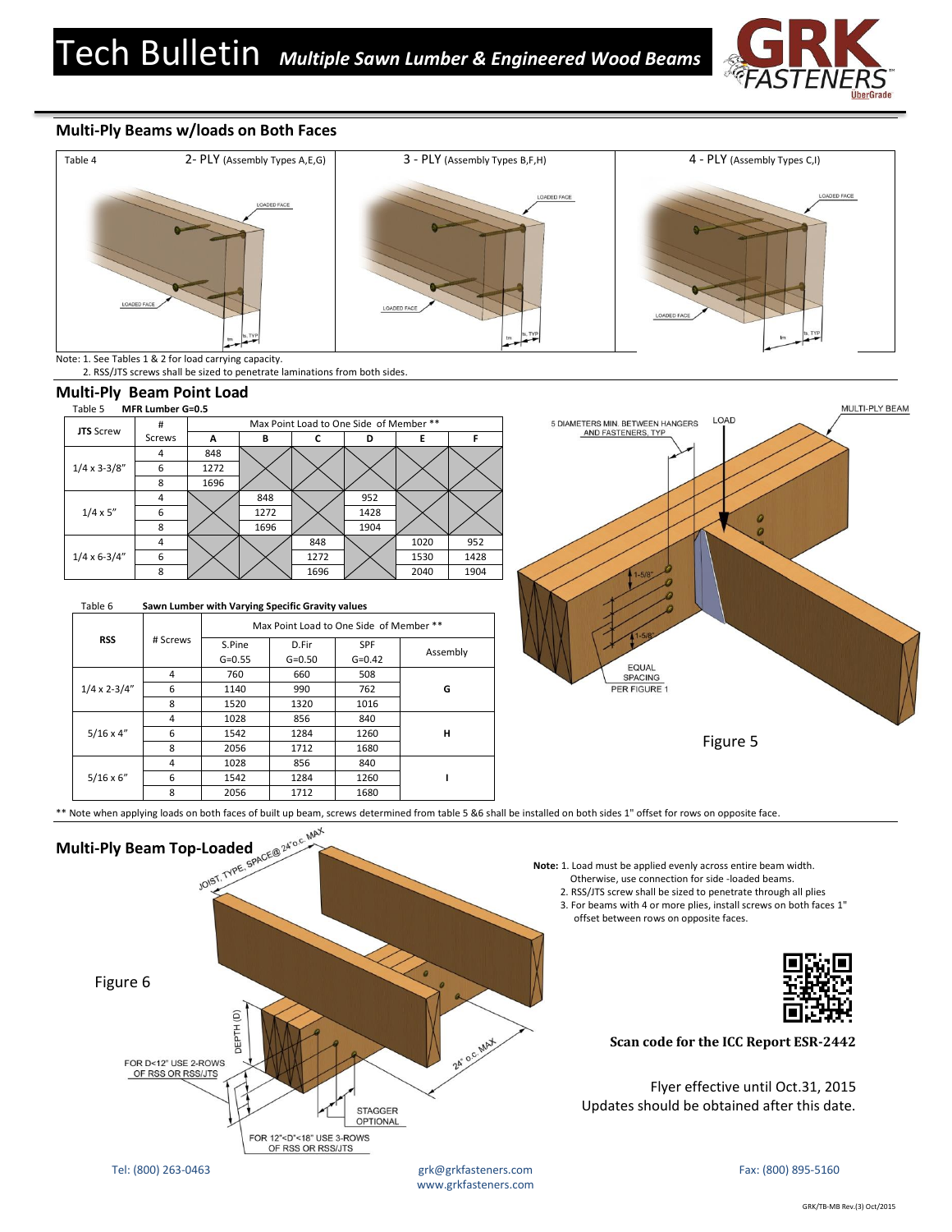# Tech Bulletin *Multiple Sawn Lumber & Engineered Wood Beams*

## Multi-Ply Beams w/loads on Both Faces

Table 4

2- PLY (Assembly Types A,E,G)

3 - PLY (Assembly Types B,F,H)

4 - PLY (Assembly Types C,I)

Note: 1. See Tables 1 & 2 for load carrying capacity.
2. RSS/JTS screws shall be sized to penetrate laminations from both sides.

## Multi-Ply Beam Point Load

Table 5 **MFR Lumber G=0.5**

| **JTS** Screw | # Screws | Max Point Load to One Side of Member ** | | | | | |
|---|---|---|---|---|---|---|---|
| | | A | B | C | D | E | F |
| 1/4 x 3-3/8" | 4 | 848 | | | | | |
| | 6 | 1272 | | | | | |
| | 8 | 1696 | | | | | |
| 1/4 x 5" | 4 | | 848 | | 952 | | |
| | 6 | | 1272 | | 1428 | | |
| | 8 | | 1696 | | 1904 | | |
| 1/4 x 6-3/4" | 4 | | | 848 | | 1020 | 952 |
| | 6 | | | 1272 | | 1530 | 1428 |
| | 8 | | | 1696 | | 2040 | 1904 |

Table 6 **Sawn Lumber with Varying Specific Gravity values**

| **RSS** | # Screws | Max Point Load to One Side of Member ** | | | |
|---|---|---|---|---|---|
| | | S.Pine G=0.55 | D.Fir G=0.50 | SPF G=0.42 | Assembly |
| 1/4 x 2-3/4" | 4 | 760 | 660 | 508 | **G** |
| | 6 | 1140 | 990 | 762 | |
| | 8 | 1520 | 1320 | 1016 | |
| 5/16 x 4" | 4 | 1028 | 856 | 840 | **H** |
| | 6 | 1542 | 1284 | 1260 | |
| | 8 | 2056 | 1712 | 1680 | |
| 5/16 x 6" | 4 | 1028 | 856 | 840 | **I** |
| | 6 | 1542 | 1284 | 1260 | |
| | 8 | 2056 | 1712 | 1680 | |

5 DIAMETERS MIN. BETWEEN HANGERS AND FASTENERS, TYP
LOAD
MULTI-PLY BEAM
1-5/8"
1-5/8"
EQUAL SPACING PER FIGURE 1

Figure 5

** Note when applying loads on both faces of built up beam, screws determined from table 5 &6 shall be installed on both sides 1" offset for rows on opposite face.

## Multi-Ply Beam Top-Loaded

JOIST. TYPE. SPACE@ 24" o.c. MAX
24" o.c. MAX
DEPTH (D)
FOR D<12" USE 2-ROWS OF RSS OR RSS/JTS
STAGGER OPTIONAL
FOR 12"<D"<18" USE 3-ROWS OF RSS OR RSS/JTS

Figure 6

**Note:** 1. Load must be applied evenly across entire beam width. Otherwise, use connection for side -loaded beams.
2. RSS/JTS screw shall be sized to penetrate through all plies
3. For beams with 4 or more plies, install screws on both faces 1" offset between rows on opposite faces.

**Scan code for the ICC Report ESR-2442**

Flyer effective until Oct.31, 2015
Updates should be obtained after this date.

Tel: (800) 263-0463 grk@grkfasteners.com www.grkfasteners.com Fax: (800) 895-5160

GRK/TB-MB Rev.(3) Oct/2015